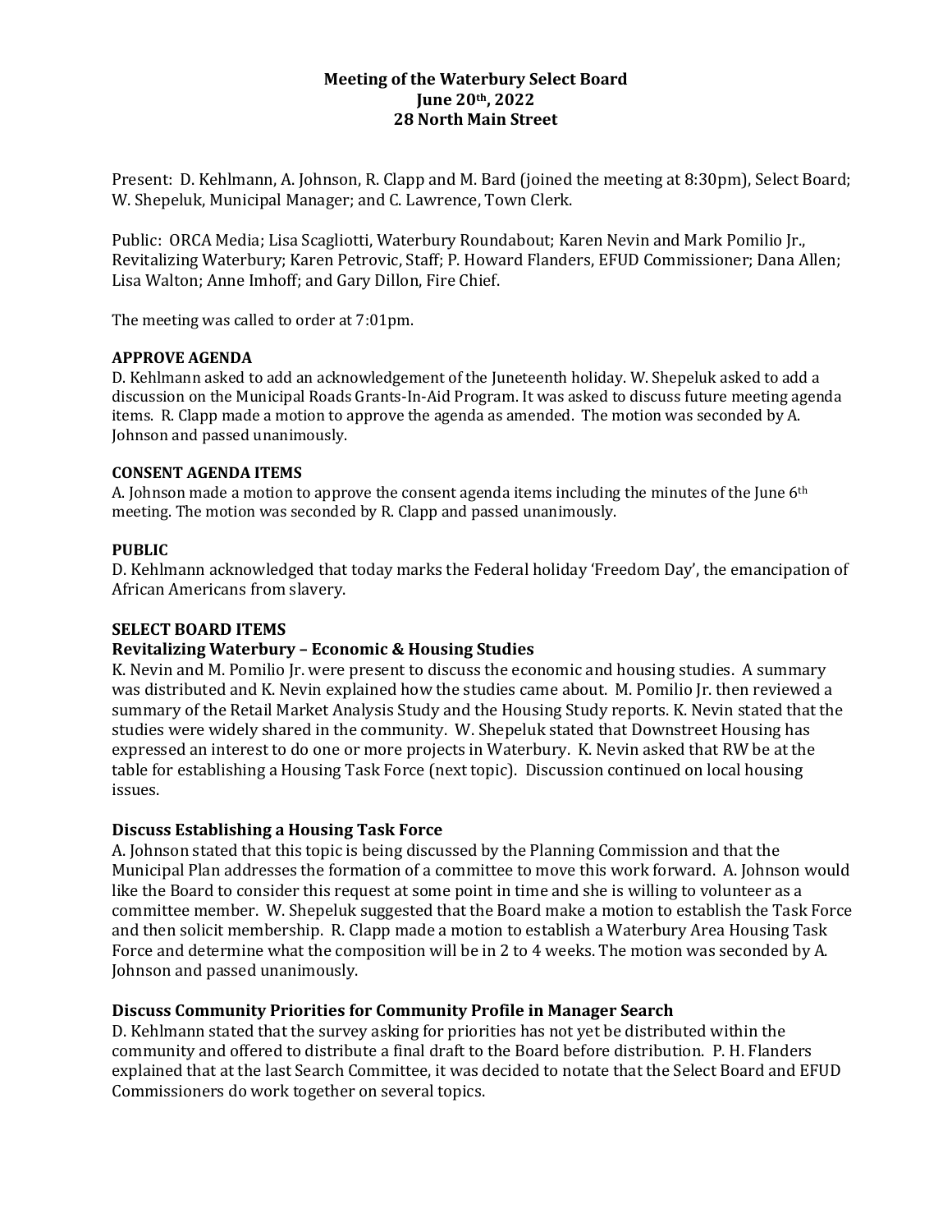# Meeting of the Waterbury Select Board
## June 20th, 2022
## 28 North Main Street

Present: D. Kehlmann, A. Johnson, R. Clapp and M. Bard (joined the meeting at 8:30pm), Select Board; W. Shepeluk, Municipal Manager; and C. Lawrence, Town Clerk.

Public: ORCA Media; Lisa Scagliotti, Waterbury Roundabout; Karen Nevin and Mark Pomilio Jr., Revitalizing Waterbury; Karen Petrovic, Staff; P. Howard Flanders, EFUD Commissioner; Dana Allen; Lisa Walton; Anne Imhoff; and Gary Dillon, Fire Chief.

The meeting was called to order at 7:01pm.

**APPROVE AGENDA**

D. Kehlmann asked to add an acknowledgement of the Juneteenth holiday. W. Shepeluk asked to add a discussion on the Municipal Roads Grants-In-Aid Program. It was asked to discuss future meeting agenda items. R. Clapp made a motion to approve the agenda as amended. The motion was seconded by A. Johnson and passed unanimously.

**CONSENT AGENDA ITEMS**

A. Johnson made a motion to approve the consent agenda items including the minutes of the June 6th meeting. The motion was seconded by R. Clapp and passed unanimously.

**PUBLIC**

D. Kehlmann acknowledged that today marks the Federal holiday 'Freedom Day', the emancipation of African Americans from slavery.

**SELECT BOARD ITEMS**

**Revitalizing Waterbury – Economic & Housing Studies**

K. Nevin and M. Pomilio Jr. were present to discuss the economic and housing studies. A summary was distributed and K. Nevin explained how the studies came about. M. Pomilio Jr. then reviewed a summary of the Retail Market Analysis Study and the Housing Study reports. K. Nevin stated that the studies were widely shared in the community. W. Shepeluk stated that Downstreet Housing has expressed an interest to do one or more projects in Waterbury. K. Nevin asked that RW be at the table for establishing a Housing Task Force (next topic). Discussion continued on local housing issues.

**Discuss Establishing a Housing Task Force**

A. Johnson stated that this topic is being discussed by the Planning Commission and that the Municipal Plan addresses the formation of a committee to move this work forward. A. Johnson would like the Board to consider this request at some point in time and she is willing to volunteer as a committee member. W. Shepeluk suggested that the Board make a motion to establish the Task Force and then solicit membership. R. Clapp made a motion to establish a Waterbury Area Housing Task Force and determine what the composition will be in 2 to 4 weeks. The motion was seconded by A. Johnson and passed unanimously.

**Discuss Community Priorities for Community Profile in Manager Search**

D. Kehlmann stated that the survey asking for priorities has not yet be distributed within the community and offered to distribute a final draft to the Board before distribution. P. H. Flanders explained that at the last Search Committee, it was decided to notate that the Select Board and EFUD Commissioners do work together on several topics.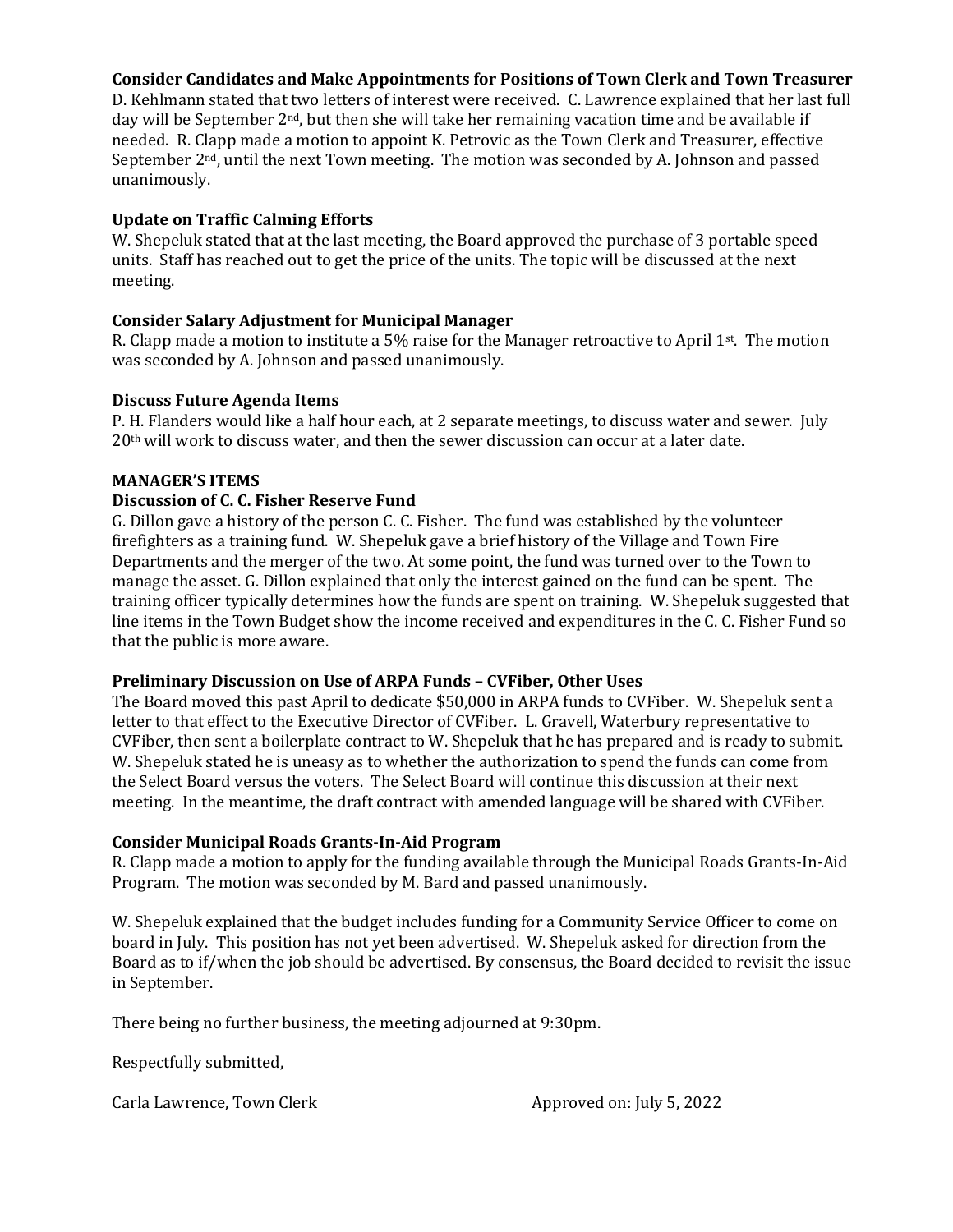**Consider Candidates and Make Appointments for Positions of Town Clerk and Town Treasurer**
D. Kehlmann stated that two letters of interest were received. C. Lawrence explained that her last full day will be September 2nd, but then she will take her remaining vacation time and be available if needed. R. Clapp made a motion to appoint K. Petrovic as the Town Clerk and Treasurer, effective September 2nd, until the next Town meeting. The motion was seconded by A. Johnson and passed unanimously.

**Update on Traffic Calming Efforts**
W. Shepeluk stated that at the last meeting, the Board approved the purchase of 3 portable speed units. Staff has reached out to get the price of the units. The topic will be discussed at the next meeting.

**Consider Salary Adjustment for Municipal Manager**
R. Clapp made a motion to institute a 5% raise for the Manager retroactive to April 1st. The motion was seconded by A. Johnson and passed unanimously.

**Discuss Future Agenda Items**
P. H. Flanders would like a half hour each, at 2 separate meetings, to discuss water and sewer. July 20th will work to discuss water, and then the sewer discussion can occur at a later date.

**MANAGER'S ITEMS**

**Discussion of C. C. Fisher Reserve Fund**
G. Dillon gave a history of the person C. C. Fisher. The fund was established by the volunteer firefighters as a training fund. W. Shepeluk gave a brief history of the Village and Town Fire Departments and the merger of the two. At some point, the fund was turned over to the Town to manage the asset. G. Dillon explained that only the interest gained on the fund can be spent. The training officer typically determines how the funds are spent on training. W. Shepeluk suggested that line items in the Town Budget show the income received and expenditures in the C. C. Fisher Fund so that the public is more aware.

**Preliminary Discussion on Use of ARPA Funds – CVFiber, Other Uses**
The Board moved this past April to dedicate $50,000 in ARPA funds to CVFiber. W. Shepeluk sent a letter to that effect to the Executive Director of CVFiber. L. Gravell, Waterbury representative to CVFiber, then sent a boilerplate contract to W. Shepeluk that he has prepared and is ready to submit. W. Shepeluk stated he is uneasy as to whether the authorization to spend the funds can come from the Select Board versus the voters. The Select Board will continue this discussion at their next meeting. In the meantime, the draft contract with amended language will be shared with CVFiber.

**Consider Municipal Roads Grants-In-Aid Program**
R. Clapp made a motion to apply for the funding available through the Municipal Roads Grants-In-Aid Program. The motion was seconded by M. Bard and passed unanimously.

W. Shepeluk explained that the budget includes funding for a Community Service Officer to come on board in July. This position has not yet been advertised. W. Shepeluk asked for direction from the Board as to if/when the job should be advertised. By consensus, the Board decided to revisit the issue in September.

There being no further business, the meeting adjourned at 9:30pm.

Respectfully submitted,

Carla Lawrence, Town Clerk Approved on: July 5, 2022